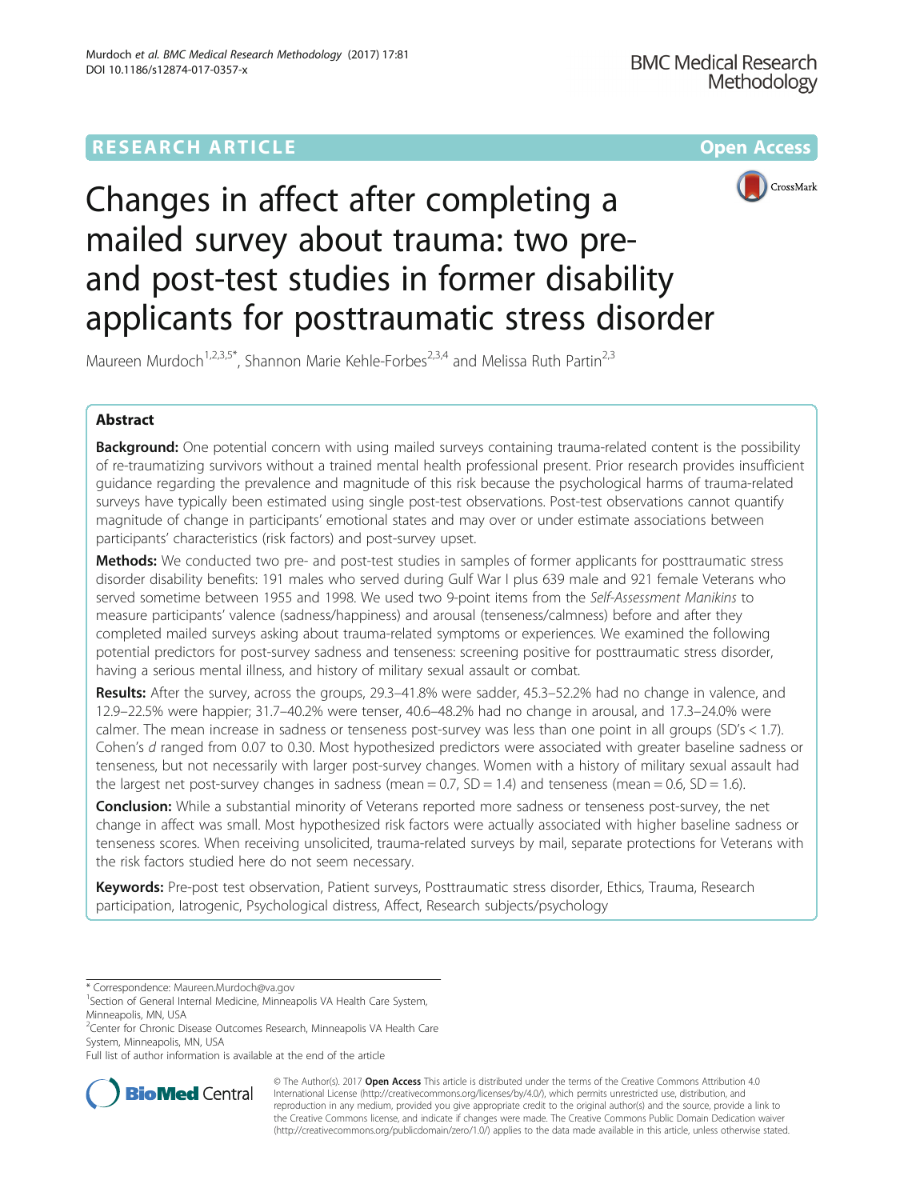RESEARCH ARTICLE

Open Access

# Changes in affect after completing a mailed survey about trauma: two pre- and post-test studies in former disability applicants for posttraumatic stress disorder

Maureen Murdoch[1,2,3,5*], Shannon Marie Kehle-Forbes[2,3,4] and Melissa Ruth Partin[2,3]

## Abstract

**Background:** One potential concern with using mailed surveys containing trauma-related content is the possibility of re-traumatizing survivors without a trained mental health professional present. Prior research provides insufficient guidance regarding the prevalence and magnitude of this risk because the psychological harms of trauma-related surveys have typically been estimated using single post-test observations. Post-test observations cannot quantify magnitude of change in participants' emotional states and may over or under estimate associations between participants' characteristics (risk factors) and post-survey upset.

**Methods:** We conducted two pre- and post-test studies in samples of former applicants for posttraumatic stress disorder disability benefits: 191 males who served during Gulf War I plus 639 male and 921 female Veterans who served sometime between 1955 and 1998. We used two 9-point items from the *Self-Assessment Manikins* to measure participants' valence (sadness/happiness) and arousal (tenseness/calmness) before and after they completed mailed surveys asking about trauma-related symptoms or experiences. We examined the following potential predictors for post-survey sadness and tenseness: screening positive for posttraumatic stress disorder, having a serious mental illness, and history of military sexual assault or combat.

**Results:** After the survey, across the groups, 29.3–41.8% were sadder, 45.3–52.2% had no change in valence, and 12.9–22.5% were happier; 31.7–40.2% were tenser, 40.6–48.2% had no change in arousal, and 17.3–24.0% were calmer. The mean increase in sadness or tenseness post-survey was less than one point in all groups (SD's < 1.7). Cohen's *d* ranged from 0.07 to 0.30. Most hypothesized predictors were associated with greater baseline sadness or tenseness, but not necessarily with larger post-survey changes. Women with a history of military sexual assault had the largest net post-survey changes in sadness (mean = 0.7, SD = 1.4) and tenseness (mean = 0.6, SD = 1.6).

**Conclusion:** While a substantial minority of Veterans reported more sadness or tenseness post-survey, the net change in affect was small. Most hypothesized risk factors were actually associated with higher baseline sadness or tenseness scores. When receiving unsolicited, trauma-related surveys by mail, separate protections for Veterans with the risk factors studied here do not seem necessary.

**Keywords:** Pre-post test observation, Patient surveys, Posttraumatic stress disorder, Ethics, Trauma, Research participation, Iatrogenic, Psychological distress, Affect, Research subjects/psychology

---

\* Correspondence: Maureen.Murdoch@va.gov

[1]Section of General Internal Medicine, Minneapolis VA Health Care System, Minneapolis, MN, USA

[2]Center for Chronic Disease Outcomes Research, Minneapolis VA Health Care System, Minneapolis, MN, USA

Full list of author information is available at the end of the article

© The Author(s). 2017 **Open Access** This article is distributed under the terms of the Creative Commons Attribution 4.0 International License (http://creativecommons.org/licenses/by/4.0/), which permits unrestricted use, distribution, and reproduction in any medium, provided you give appropriate credit to the original author(s) and the source, provide a link to the Creative Commons license, and indicate if changes were made. The Creative Commons Public Domain Dedication waiver (http://creativecommons.org/publicdomain/zero/1.0/) applies to the data made available in this article, unless otherwise stated.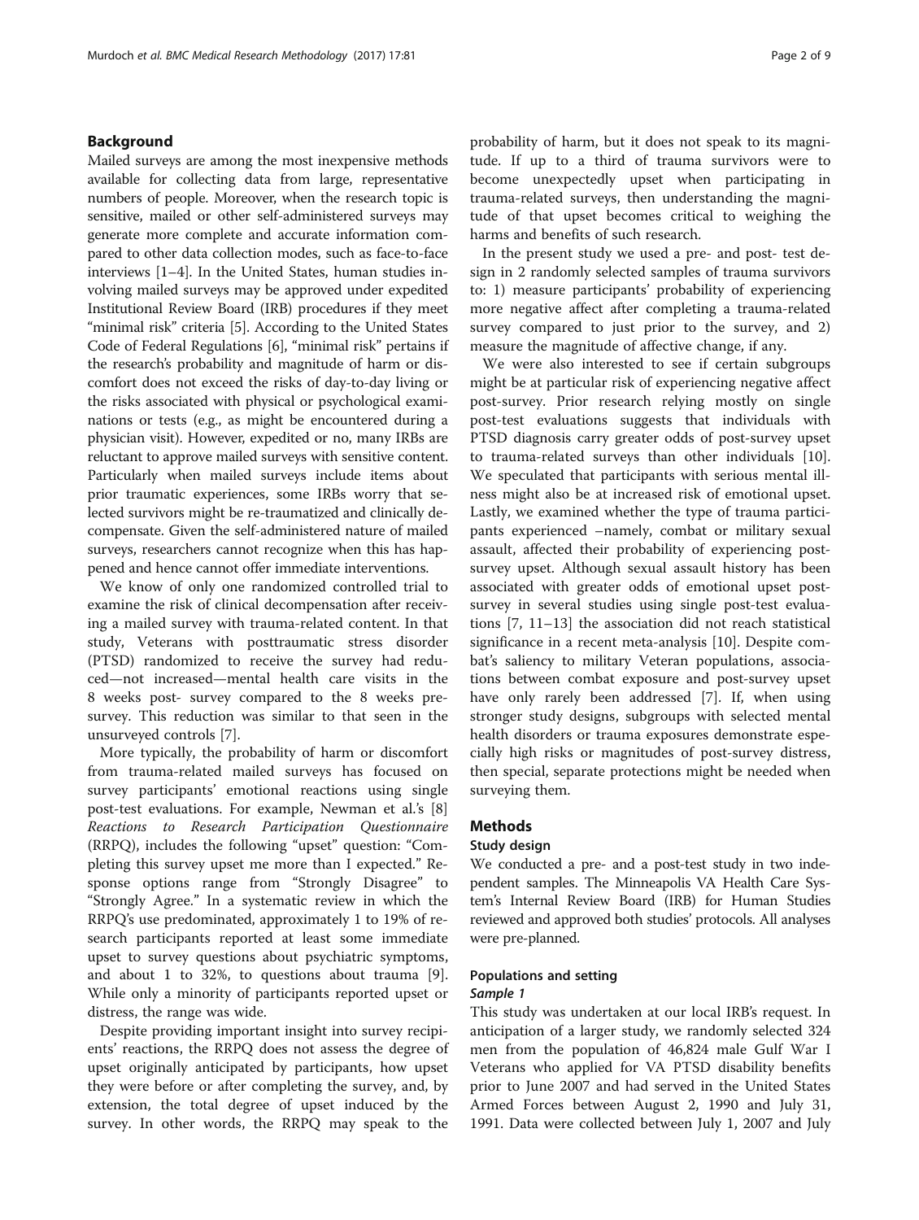## Background

Mailed surveys are among the most inexpensive methods available for collecting data from large, representative numbers of people. Moreover, when the research topic is sensitive, mailed or other self-administered surveys may generate more complete and accurate information compared to other data collection modes, such as face-to-face interviews [1–4]. In the United States, human studies involving mailed surveys may be approved under expedited Institutional Review Board (IRB) procedures if they meet "minimal risk" criteria [5]. According to the United States Code of Federal Regulations [6], "minimal risk" pertains if the research's probability and magnitude of harm or discomfort does not exceed the risks of day-to-day living or the risks associated with physical or psychological examinations or tests (e.g., as might be encountered during a physician visit). However, expedited or no, many IRBs are reluctant to approve mailed surveys with sensitive content. Particularly when mailed surveys include items about prior traumatic experiences, some IRBs worry that selected survivors might be re-traumatized and clinically decompensate. Given the self-administered nature of mailed surveys, researchers cannot recognize when this has happened and hence cannot offer immediate interventions.

We know of only one randomized controlled trial to examine the risk of clinical decompensation after receiving a mailed survey with trauma-related content. In that study, Veterans with posttraumatic stress disorder (PTSD) randomized to receive the survey had reduced—not increased—mental health care visits in the 8 weeks post- survey compared to the 8 weeks pre-survey. This reduction was similar to that seen in the unsurveyed controls [7].

More typically, the probability of harm or discomfort from trauma-related mailed surveys has focused on survey participants' emotional reactions using single post-test evaluations. For example, Newman et al.'s [8] *Reactions to Research Participation Questionnaire* (RRPQ), includes the following "upset" question: "Completing this survey upset me more than I expected." Response options range from "Strongly Disagree" to "Strongly Agree." In a systematic review in which the RRPQ's use predominated, approximately 1 to 19% of research participants reported at least some immediate upset to survey questions about psychiatric symptoms, and about 1 to 32%, to questions about trauma [9]. While only a minority of participants reported upset or distress, the range was wide.

Despite providing important insight into survey recipients' reactions, the RRPQ does not assess the degree of upset originally anticipated by participants, how upset they were before or after completing the survey, and, by extension, the total degree of upset induced by the survey. In other words, the RRPQ may speak to the probability of harm, but it does not speak to its magnitude. If up to a third of trauma survivors were to become unexpectedly upset when participating in trauma-related surveys, then understanding the magnitude of that upset becomes critical to weighing the harms and benefits of such research.

In the present study we used a pre- and post- test design in 2 randomly selected samples of trauma survivors to: 1) measure participants' probability of experiencing more negative affect after completing a trauma-related survey compared to just prior to the survey, and 2) measure the magnitude of affective change, if any.

We were also interested to see if certain subgroups might be at particular risk of experiencing negative affect post-survey. Prior research relying mostly on single post-test evaluations suggests that individuals with PTSD diagnosis carry greater odds of post-survey upset to trauma-related surveys than other individuals [10]. We speculated that participants with serious mental illness might also be at increased risk of emotional upset. Lastly, we examined whether the type of trauma participants experienced –namely, combat or military sexual assault, affected their probability of experiencing post-survey upset. Although sexual assault history has been associated with greater odds of emotional upset post-survey in several studies using single post-test evaluations [7, 11–13] the association did not reach statistical significance in a recent meta-analysis [10]. Despite combat's saliency to military Veteran populations, associations between combat exposure and post-survey upset have only rarely been addressed [7]. If, when using stronger study designs, subgroups with selected mental health disorders or trauma exposures demonstrate especially high risks or magnitudes of post-survey distress, then special, separate protections might be needed when surveying them.

## Methods

### Study design

We conducted a pre- and a post-test study in two independent samples. The Minneapolis VA Health Care System's Internal Review Board (IRB) for Human Studies reviewed and approved both studies' protocols. All analyses were pre-planned.

### Populations and setting

#### *Sample 1*

This study was undertaken at our local IRB's request. In anticipation of a larger study, we randomly selected 324 men from the population of 46,824 male Gulf War I Veterans who applied for VA PTSD disability benefits prior to June 2007 and had served in the United States Armed Forces between August 2, 1990 and July 31, 1991. Data were collected between July 1, 2007 and July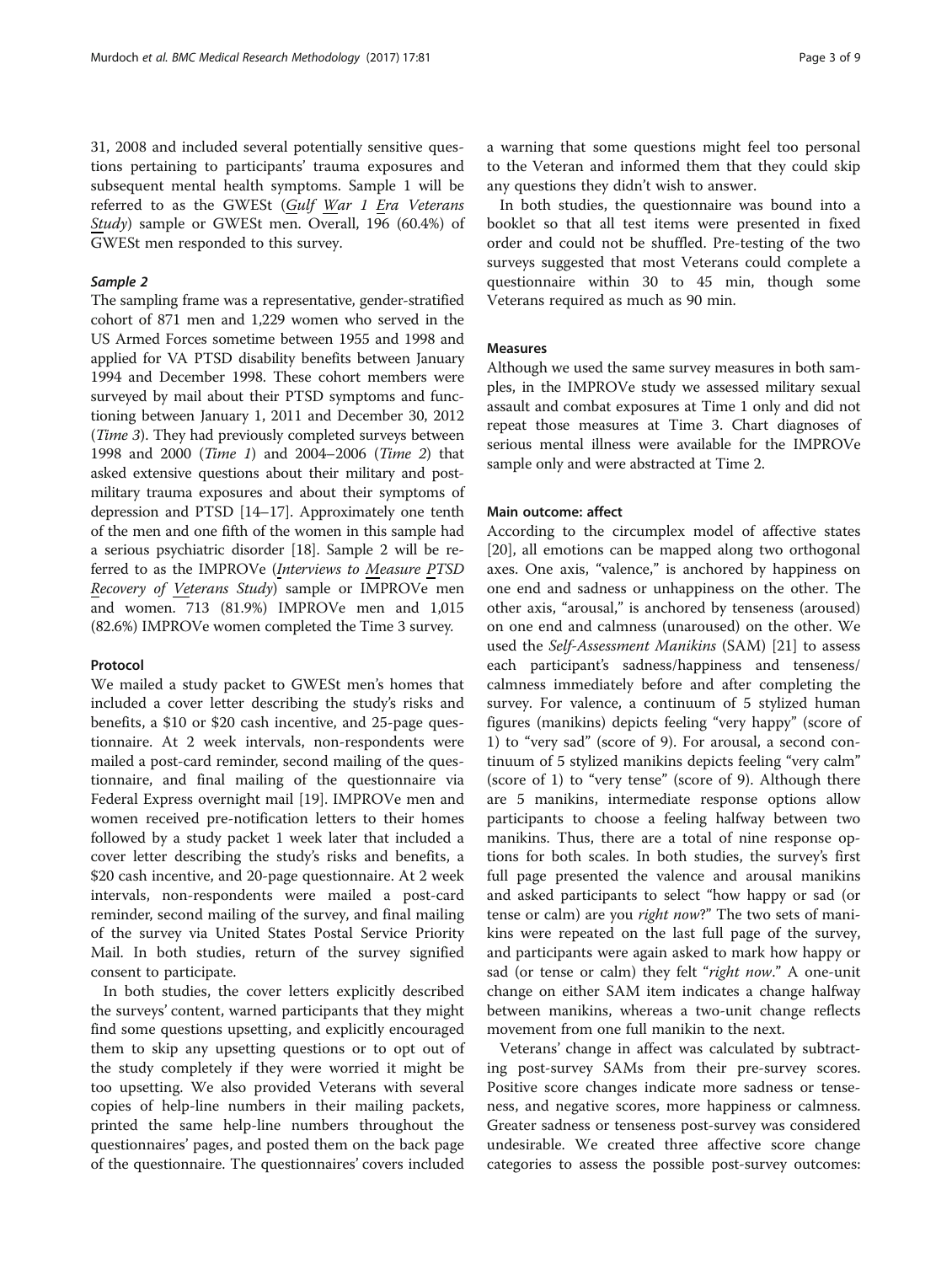31, 2008 and included several potentially sensitive questions pertaining to participants' trauma exposures and subsequent mental health symptoms. Sample 1 will be referred to as the GWESt (Gulf War 1 Era Veterans Study) sample or GWESt men. Overall, 196 (60.4%) of GWESt men responded to this survey.

#### *Sample 2*

The sampling frame was a representative, gender-stratified cohort of 871 men and 1,229 women who served in the US Armed Forces sometime between 1955 and 1998 and applied for VA PTSD disability benefits between January 1994 and December 1998. These cohort members were surveyed by mail about their PTSD symptoms and functioning between January 1, 2011 and December 30, 2012 (*Time 3*). They had previously completed surveys between 1998 and 2000 (*Time 1*) and 2004–2006 (*Time 2*) that asked extensive questions about their military and post-military trauma exposures and about their symptoms of depression and PTSD [14–17]. Approximately one tenth of the men and one fifth of the women in this sample had a serious psychiatric disorder [18]. Sample 2 will be referred to as the IMPROVe (Interviews to Measure PTSD Recovery of Veterans Study) sample or IMPROVe men and women. 713 (81.9%) IMPROVe men and 1,015 (82.6%) IMPROVe women completed the Time 3 survey.

### Protocol

We mailed a study packet to GWESt men's homes that included a cover letter describing the study's risks and benefits, a $10 or $20 cash incentive, and 25-page questionnaire. At 2 week intervals, non-respondents were mailed a post-card reminder, second mailing of the questionnaire, and final mailing of the questionnaire via Federal Express overnight mail [19]. IMPROVe men and women received pre-notification letters to their homes followed by a study packet 1 week later that included a cover letter describing the study's risks and benefits, a $20 cash incentive, and 20-page questionnaire. At 2 week intervals, non-respondents were mailed a post-card reminder, second mailing of the survey, and final mailing of the survey via United States Postal Service Priority Mail. In both studies, return of the survey signified consent to participate.

In both studies, the cover letters explicitly described the surveys' content, warned participants that they might find some questions upsetting, and explicitly encouraged them to skip any upsetting questions or to opt out of the study completely if they were worried it might be too upsetting. We also provided Veterans with several copies of help-line numbers in their mailing packets, printed the same help-line numbers throughout the questionnaires' pages, and posted them on the back page of the questionnaire. The questionnaires' covers included a warning that some questions might feel too personal to the Veteran and informed them that they could skip any questions they didn't wish to answer.

In both studies, the questionnaire was bound into a booklet so that all test items were presented in fixed order and could not be shuffled. Pre-testing of the two surveys suggested that most Veterans could complete a questionnaire within 30 to 45 min, though some Veterans required as much as 90 min.

### Measures

Although we used the same survey measures in both samples, in the IMPROVe study we assessed military sexual assault and combat exposures at Time 1 only and did not repeat those measures at Time 3. Chart diagnoses of serious mental illness were available for the IMPROVe sample only and were abstracted at Time 2.

#### Main outcome: affect

According to the circumplex model of affective states [20], all emotions can be mapped along two orthogonal axes. One axis, "valence," is anchored by happiness on one end and sadness or unhappiness on the other. The other axis, "arousal," is anchored by tenseness (aroused) on one end and calmness (unaroused) on the other. We used the *Self-Assessment Manikins* (SAM) [21] to assess each participant's sadness/happiness and tenseness/calmness immediately before and after completing the survey. For valence, a continuum of 5 stylized human figures (manikins) depicts feeling "very happy" (score of 1) to "very sad" (score of 9). For arousal, a second continuum of 5 stylized manikins depicts feeling "very calm" (score of 1) to "very tense" (score of 9). Although there are 5 manikins, intermediate response options allow participants to choose a feeling halfway between two manikins. Thus, there are a total of nine response options for both scales. In both studies, the survey's first full page presented the valence and arousal manikins and asked participants to select "how happy or sad (or tense or calm) are you *right now*?" The two sets of manikins were repeated on the last full page of the survey, and participants were again asked to mark how happy or sad (or tense or calm) they felt "*right now*." A one-unit change on either SAM item indicates a change halfway between manikins, whereas a two-unit change reflects movement from one full manikin to the next.

Veterans' change in affect was calculated by subtracting post-survey SAMs from their pre-survey scores. Positive score changes indicate more sadness or tenseness, and negative scores, more happiness or calmness. Greater sadness or tenseness post-survey was considered undesirable. We created three affective score change categories to assess the possible post-survey outcomes: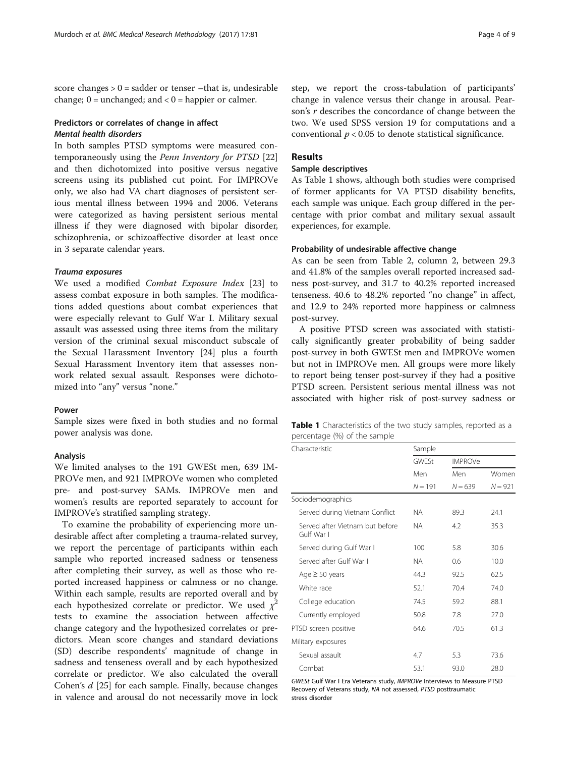score changes > 0 = sadder or tenser –that is, undesirable change; 0 = unchanged; and < 0 = happier or calmer.

### Predictors or correlates of change in affect

#### *Mental health disorders*

In both samples PTSD symptoms were measured contemporaneously using the *Penn Inventory for PTSD* [22] and then dichotomized into positive versus negative screens using its published cut point. For IMPROVe only, we also had VA chart diagnoses of persistent serious mental illness between 1994 and 2006. Veterans were categorized as having persistent serious mental illness if they were diagnosed with bipolar disorder, schizophrenia, or schizoaffective disorder at least once in 3 separate calendar years.

#### *Trauma exposures*

We used a modified *Combat Exposure Index* [23] to assess combat exposure in both samples. The modifications added questions about combat experiences that were especially relevant to Gulf War I. Military sexual assault was assessed using three items from the military version of the criminal sexual misconduct subscale of the Sexual Harassment Inventory [24] plus a fourth Sexual Harassment Inventory item that assesses nonwork related sexual assault. Responses were dichotomized into "any" versus "none."

### Power

Sample sizes were fixed in both studies and no formal power analysis was done.

### Analysis

We limited analyses to the 191 GWESt men, 639 IMPROVe men, and 921 IMPROVe women who completed pre- and post-survey SAMs. IMPROVe men and women's results are reported separately to account for IMPROVe's stratified sampling strategy.

To examine the probability of experiencing more undesirable affect after completing a trauma-related survey, we report the percentage of participants within each sample who reported increased sadness or tenseness after completing their survey, as well as those who reported increased happiness or calmness or no change. Within each sample, results are reported overall and by each hypothesized correlate or predictor. We used $\chi^2$ tests to examine the association between affective change category and the hypothesized correlates or predictors. Mean score changes and standard deviations (SD) describe respondents' magnitude of change in sadness and tenseness overall and by each hypothesized correlate or predictor. We also calculated the overall Cohen's $d$ [25] for each sample. Finally, because changes in valence and arousal do not necessarily move in lock step, we report the cross-tabulation of participants' change in valence versus their change in arousal. Pearson's $r$ describes the concordance of change between the two. We used SPSS version 19 for computations and a conventional $p < 0.05$ to denote statistical significance.

## Results

### Sample descriptives

As Table 1 shows, although both studies were comprised of former applicants for VA PTSD disability benefits, each sample was unique. Each group differed in the percentage with prior combat and military sexual assault experiences, for example.

### Probability of undesirable affective change

As can be seen from Table 2, column 2, between 29.3 and 41.8% of the samples overall reported increased sadness post-survey, and 31.7 to 40.2% reported increased tenseness. 40.6 to 48.2% reported "no change" in affect, and 12.9 to 24% reported more happiness or calmness post-survey.

A positive PTSD screen was associated with statistically significantly greater probability of being sadder post-survey in both GWESt men and IMPROVe women but not in IMPROVe men. All groups were more likely to report being tenser post-survey if they had a positive PTSD screen. Persistent serious mental illness was not associated with higher risk of post-survey sadness or

**Table 1** Characteristics of the two study samples, reported as a percentage (%) of the sample

| Characteristic | Sample | | |
|---|---|---|---|
| | GWESt | IMPROVe | |
| | Men | Men | Women |
| | $N = 191$ | $N = 639$ | $N = 921$ |
| Sociodemographics | | | |
| Served during Vietnam Conflict | NA | 89.3 | 24.1 |
| Served after Vietnam but before Gulf War I | NA | 4.2 | 35.3 |
| Served during Gulf War I | 100 | 5.8 | 30.6 |
| Served after Gulf War I | NA | 0.6 | 10.0 |
| Age ≥ 50 years | 44.3 | 92.5 | 62.5 |
| White race | 52.1 | 70.4 | 74.0 |
| College education | 74.5 | 59.2 | 88.1 |
| Currently employed | 50.8 | 7.8 | 27.0 |
| PTSD screen positive | 64.6 | 70.5 | 61.3 |
| Military exposures | | | |
| Sexual assault | 4.7 | 5.3 | 73.6 |
| Combat | 53.1 | 93.0 | 28.0 |

*GWESt* Gulf War I Era Veterans study, *IMPROVe* Interviews to Measure PTSD Recovery of Veterans study, *NA* not assessed, *PTSD* posttraumatic stress disorder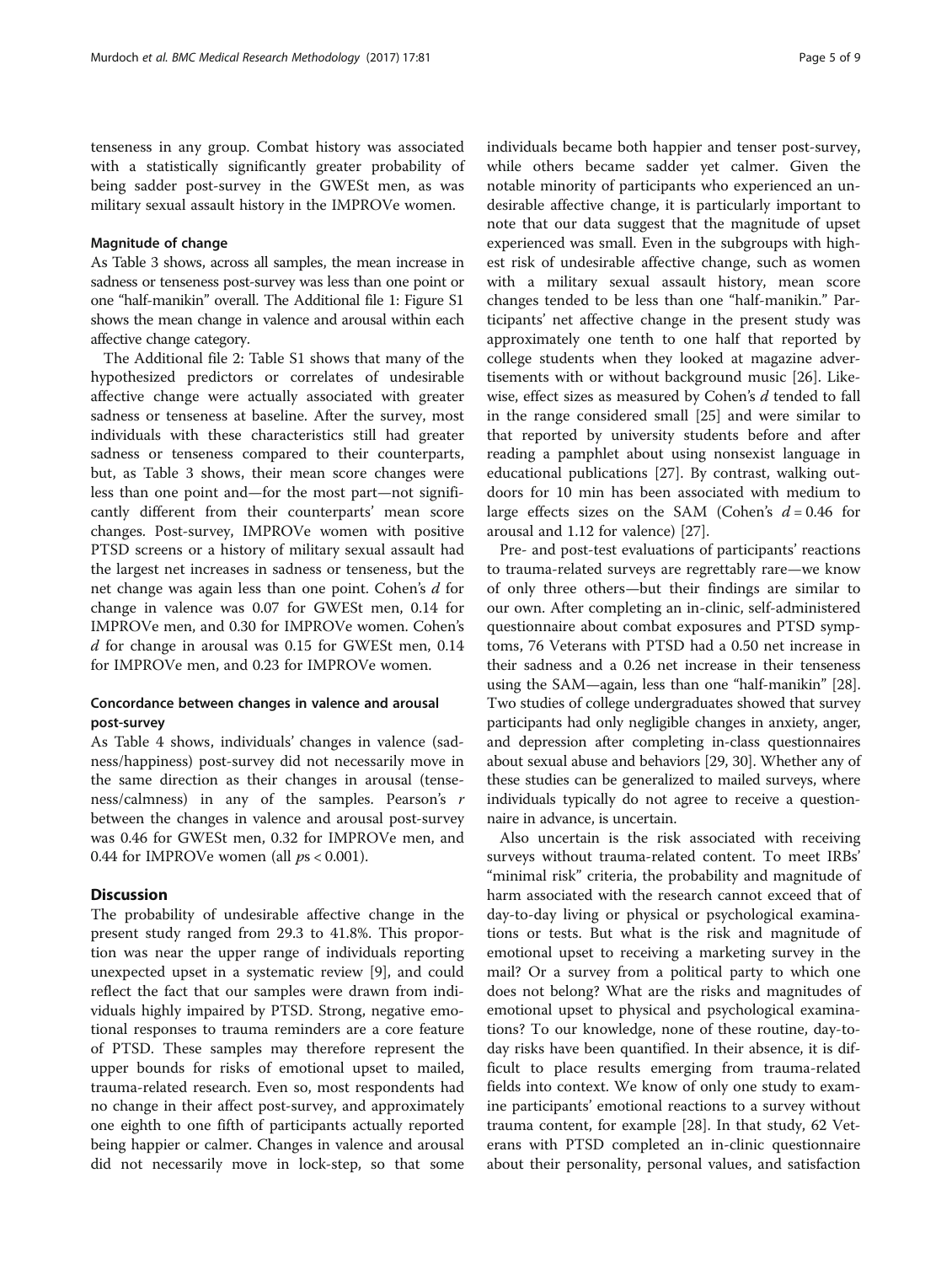tenseness in any group. Combat history was associated with a statistically significantly greater probability of being sadder post-survey in the GWESt men, as was military sexual assault history in the IMPROVe women.

### Magnitude of change

As Table 3 shows, across all samples, the mean increase in sadness or tenseness post-survey was less than one point or one "half-manikin" overall. The Additional file 1: Figure S1 shows the mean change in valence and arousal within each affective change category.

The Additional file 2: Table S1 shows that many of the hypothesized predictors or correlates of undesirable affective change were actually associated with greater sadness or tenseness at baseline. After the survey, most individuals with these characteristics still had greater sadness or tenseness compared to their counterparts, but, as Table 3 shows, their mean score changes were less than one point and—for the most part—not significantly different from their counterparts' mean score changes. Post-survey, IMPROVe women with positive PTSD screens or a history of military sexual assault had the largest net increases in sadness or tenseness, but the net change was again less than one point. Cohen's $d$ for change in valence was 0.07 for GWESt men, 0.14 for IMPROVe men, and 0.30 for IMPROVe women. Cohen's $d$ for change in arousal was 0.15 for GWESt men, 0.14 for IMPROVe men, and 0.23 for IMPROVe women.

### Concordance between changes in valence and arousal post-survey

As Table 4 shows, individuals' changes in valence (sadness/happiness) post-survey did not necessarily move in the same direction as their changes in arousal (tenseness/calmness) in any of the samples. Pearson's $r$ between the changes in valence and arousal post-survey was 0.46 for GWESt men, 0.32 for IMPROVe men, and 0.44 for IMPROVe women (all $ps < 0.001$).

## Discussion

The probability of undesirable affective change in the present study ranged from 29.3 to 41.8%. This proportion was near the upper range of individuals reporting unexpected upset in a systematic review [9], and could reflect the fact that our samples were drawn from individuals highly impaired by PTSD. Strong, negative emotional responses to trauma reminders are a core feature of PTSD. These samples may therefore represent the upper bounds for risks of emotional upset to mailed, trauma-related research. Even so, most respondents had no change in their affect post-survey, and approximately one eighth to one fifth of participants actually reported being happier or calmer. Changes in valence and arousal did not necessarily move in lock-step, so that some individuals became both happier and tenser post-survey, while others became sadder yet calmer. Given the notable minority of participants who experienced an undesirable affective change, it is particularly important to note that our data suggest that the magnitude of upset experienced was small. Even in the subgroups with highest risk of undesirable affective change, such as women with a military sexual assault history, mean score changes tended to be less than one "half-manikin." Participants' net affective change in the present study was approximately one tenth to one half that reported by college students when they looked at magazine advertisements with or without background music [26]. Likewise, effect sizes as measured by Cohen's $d$ tended to fall in the range considered small [25] and were similar to that reported by university students before and after reading a pamphlet about using nonsexist language in educational publications [27]. By contrast, walking outdoors for 10 min has been associated with medium to large effects sizes on the SAM (Cohen's $d = 0.46$ for arousal and 1.12 for valence) [27].

Pre- and post-test evaluations of participants' reactions to trauma-related surveys are regrettably rare—we know of only three others—but their findings are similar to our own. After completing an in-clinic, self-administered questionnaire about combat exposures and PTSD symptoms, 76 Veterans with PTSD had a 0.50 net increase in their sadness and a 0.26 net increase in their tenseness using the SAM—again, less than one "half-manikin" [28]. Two studies of college undergraduates showed that survey participants had only negligible changes in anxiety, anger, and depression after completing in-class questionnaires about sexual abuse and behaviors [29, 30]. Whether any of these studies can be generalized to mailed surveys, where individuals typically do not agree to receive a questionnaire in advance, is uncertain.

Also uncertain is the risk associated with receiving surveys without trauma-related content. To meet IRBs' "minimal risk" criteria, the probability and magnitude of harm associated with the research cannot exceed that of day-to-day living or physical or psychological examinations or tests. But what is the risk and magnitude of emotional upset to receiving a marketing survey in the mail? Or a survey from a political party to which one does not belong? What are the risks and magnitudes of emotional upset to physical and psychological examinations? To our knowledge, none of these routine, day-to-day risks have been quantified. In their absence, it is difficult to place results emerging from trauma-related fields into context. We know of only one study to examine participants' emotional reactions to a survey without trauma content, for example [28]. In that study, 62 Veterans with PTSD completed an in-clinic questionnaire about their personality, personal values, and satisfaction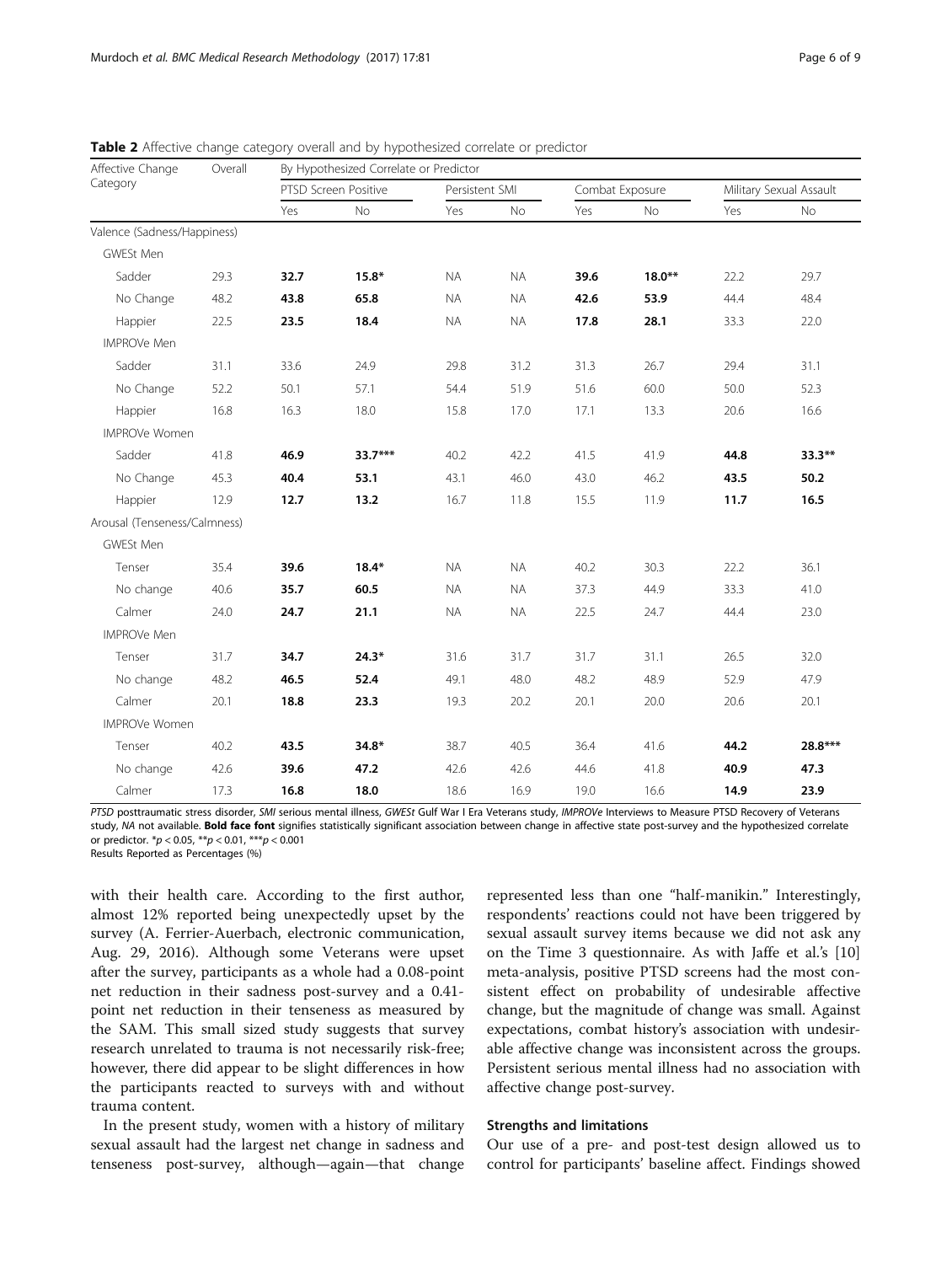**Table 2** Affective change category overall and by hypothesized correlate or predictor

| Affective Change Category | Overall | By Hypothesized Correlate or Predictor | | | | | | | |
|---|---|---|---|---|---|---|---|---|---|
| | | PTSD Screen Positive | | Persistent SMI | | Combat Exposure | | Military Sexual Assault | |
| | | Yes | No | Yes | No | Yes | No | Yes | No |
| Valence (Sadness/Happiness) | | | | | | | | | |
| GWESt Men | | | | | | | | | |
| Sadder | 29.3 | **32.7** | **15.8*** | NA | NA | **39.6** | **18.0**** | 22.2 | 29.7 |
| No Change | 48.2 | **43.8** | **65.8** | NA | NA | **42.6** | **53.9** | 44.4 | 48.4 |
| Happier | 22.5 | **23.5** | **18.4** | NA | NA | **17.8** | **28.1** | 33.3 | 22.0 |
| IMPROVe Men | | | | | | | | | |
| Sadder | 31.1 | 33.6 | 24.9 | 29.8 | 31.2 | 31.3 | 26.7 | 29.4 | 31.1 |
| No Change | 52.2 | 50.1 | 57.1 | 54.4 | 51.9 | 51.6 | 60.0 | 50.0 | 52.3 |
| Happier | 16.8 | 16.3 | 18.0 | 15.8 | 17.0 | 17.1 | 13.3 | 20.6 | 16.6 |
| IMPROVe Women | | | | | | | | | |
| Sadder | 41.8 | **46.9** | **33.7***** | 40.2 | 42.2 | 41.5 | 41.9 | **44.8** | **33.3**** |
| No Change | 45.3 | **40.4** | **53.1** | 43.1 | 46.0 | 43.0 | 46.2 | **43.5** | **50.2** |
| Happier | 12.9 | **12.7** | **13.2** | 16.7 | 11.8 | 15.5 | 11.9 | **11.7** | **16.5** |
| Arousal (Tenseness/Calmness) | | | | | | | | | |
| GWESt Men | | | | | | | | | |
| Tenser | 35.4 | **39.6** | **18.4*** | NA | NA | 40.2 | 30.3 | 22.2 | 36.1 |
| No change | 40.6 | **35.7** | **60.5** | NA | NA | 37.3 | 44.9 | 33.3 | 41.0 |
| Calmer | 24.0 | **24.7** | **21.1** | NA | NA | 22.5 | 24.7 | 44.4 | 23.0 |
| IMPROVe Men | | | | | | | | | |
| Tenser | 31.7 | **34.7** | **24.3*** | 31.6 | 31.7 | 31.7 | 31.1 | 26.5 | 32.0 |
| No change | 48.2 | **46.5** | **52.4** | 49.1 | 48.0 | 48.2 | 48.9 | 52.9 | 47.9 |
| Calmer | 20.1 | **18.8** | **23.3** | 19.3 | 20.2 | 20.1 | 20.0 | 20.6 | 20.1 |
| IMPROVe Women | | | | | | | | | |
| Tenser | 40.2 | **43.5** | **34.8*** | 38.7 | 40.5 | 36.4 | 41.6 | **44.2** | **28.8***** |
| No change | 42.6 | **39.6** | **47.2** | 42.6 | 42.6 | 44.6 | 41.8 | **40.9** | **47.3** |
| Calmer | 17.3 | **16.8** | **18.0** | 18.6 | 16.9 | 19.0 | 16.6 | **14.9** | **23.9** |

*PTSD* posttraumatic stress disorder, *SMI* serious mental illness, *GWESt* Gulf War I Era Veterans study, *IMPROVe* Interviews to Measure PTSD Recovery of Veterans study, *NA* not available. **Bold face font** signifies statistically significant association between change in affective state post-survey and the hypothesized correlate or predictor. *$p < 0.05$, **$p < 0.01$, ***$p < 0.001$

Results Reported as Percentages (%)

with their health care. According to the first author, almost 12% reported being unexpectedly upset by the survey (A. Ferrier-Auerbach, electronic communication, Aug. 29, 2016). Although some Veterans were upset after the survey, participants as a whole had a 0.08-point net reduction in their sadness post-survey and a 0.41-point net reduction in their tenseness as measured by the SAM. This small sized study suggests that survey research unrelated to trauma is not necessarily risk-free; however, there did appear to be slight differences in how the participants reacted to surveys with and without trauma content.

In the present study, women with a history of military sexual assault had the largest net change in sadness and tenseness post-survey, although—again—that change represented less than one "half-manikin." Interestingly, respondents' reactions could not have been triggered by sexual assault survey items because we did not ask any on the Time 3 questionnaire. As with Jaffe et al.'s [10] meta-analysis, positive PTSD screens had the most consistent effect on probability of undesirable affective change, but the magnitude of change was small. Against expectations, combat history's association with undesirable affective change was inconsistent across the groups. Persistent serious mental illness had no association with affective change post-survey.

### Strengths and limitations

Our use of a pre- and post-test design allowed us to control for participants' baseline affect. Findings showed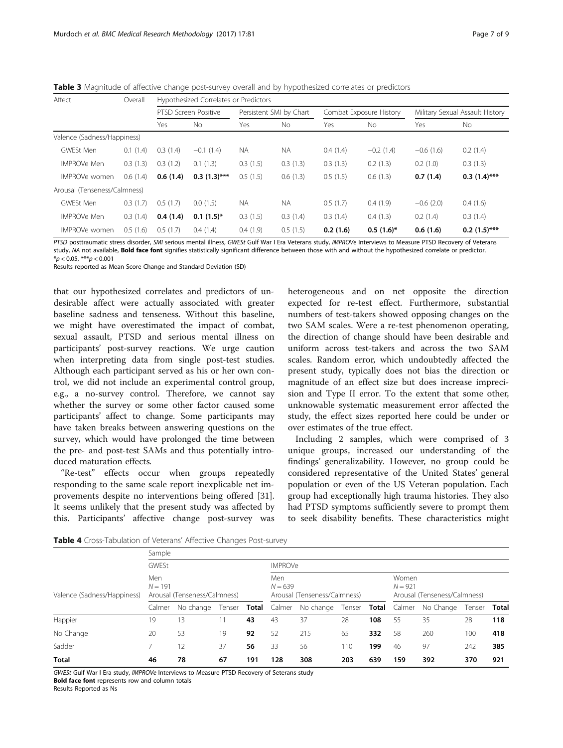**Table 3** Magnitude of affective change post-survey overall and by hypothesized correlates or predictors

| Affect | Overall | Hypothesized Correlates or Predictors | | | | | | | |
|---|---|---|---|---|---|---|---|---|---|
| | | PTSD Screen Positive | | Persistent SMI by Chart | | Combat Exposure History | | Military Sexual Assault History | |
| | | Yes | No | Yes | No | Yes | No | Yes | No |
| Valence (Sadness/Happiness) | | | | | | | | | |
| GWESt Men | 0.1 (1.4) | 0.3 (1.4) | −0.1 (1.4) | NA | NA | 0.4 (1.4) | −0.2 (1.4) | −0.6 (1.6) | 0.2 (1.4) |
| IMPROVe Men | 0.3 (1.3) | 0.3 (1.2) | 0.1 (1.3) | 0.3 (1.5) | 0.3 (1.3) | 0.3 (1.3) | 0.2 (1.3) | 0.2 (1.0) | 0.3 (1.3) |
| IMPROVe women | 0.6 (1.4) | **0.6 (1.4)** | **0.3 (1.3)*****  | 0.5 (1.5) | 0.6 (1.3) | 0.5 (1.5) | 0.6 (1.3) | **0.7 (1.4)** | **0.3 (1.4)***** |
| Arousal (Tenseness/Calmness) | | | | | | | | | |
| GWESt Men | 0.3 (1.7) | 0.5 (1.7) | 0.0 (1.5) | NA | NA | 0.5 (1.7) | 0.4 (1.9) | −0.6 (2.0) | 0.4 (1.6) |
| IMPROVe Men | 0.3 (1.4) | **0.4 (1.4)** | **0.1 (1.5)*** | 0.3 (1.5) | 0.3 (1.4) | 0.3 (1.4) | 0.4 (1.3) | 0.2 (1.4) | 0.3 (1.4) |
| IMPROVe women | 0.5 (1.6) | 0.5 (1.7) | 0.4 (1.4) | 0.4 (1.9) | 0.5 (1.5) | **0.2 (1.6)** | **0.5 (1.6)*** | **0.6 (1.6)** | **0.2 (1.5)***** |

*PTSD* posttraumatic stress disorder, *SMI* serious mental illness, *GWESt* Gulf War I Era Veterans study, *IMPROVe* Interviews to Measure PTSD Recovery of Veterans study, *NA* not available, **Bold face font** signifies statistically significant difference between those with and without the hypothesized correlate or predictor.
*$p < 0.05$, ***$p < 0.001$
Results reported as Mean Score Change and Standard Deviation (SD)

that our hypothesized correlates and predictors of undesirable affect were actually associated with greater baseline sadness and tenseness. Without this baseline, we might have overestimated the impact of combat, sexual assault, PTSD and serious mental illness on participants' post-survey reactions. We urge caution when interpreting data from single post-test studies. Although each participant served as his or her own control, we did not include an experimental control group, e.g., a no-survey control. Therefore, we cannot say whether the survey or some other factor caused some participants' affect to change. Some participants may have taken breaks between answering questions on the survey, which would have prolonged the time between the pre- and post-test SAMs and thus potentially introduced maturation effects.

"Re-test" effects occur when groups repeatedly responding to the same scale report inexplicable net improvements despite no interventions being offered [31]. It seems unlikely that the present study was affected by this. Participants' affective change post-survey was heterogeneous and on net opposite the direction expected for re-test effect. Furthermore, substantial numbers of test-takers showed opposing changes on the two SAM scales. Were a re-test phenomenon operating, the direction of change should have been desirable and uniform across test-takers and across the two SAM scales. Random error, which undoubtedly affected the present study, typically does not bias the direction or magnitude of an effect size but does increase imprecision and Type II error. To the extent that some other, unknowable systematic measurement error affected the study, the effect sizes reported here could be under or over estimates of the true effect.

Including 2 samples, which were comprised of 3 unique groups, increased our understanding of the findings' generalizability. However, no group could be considered representative of the United States' general population or even of the US Veteran population. Each group had exceptionally high trauma histories. They also had PTSD symptoms sufficiently severe to prompt them to seek disability benefits. These characteristics might

**Table 4** Cross-Tabulation of Veterans' Affective Changes Post-survey

| Valence (Sadness/Happiness) | Sample | | | | | | | | | | | |
|---|---|---|---|---|---|---|---|---|---|---|---|---|
| | GWESt | | | | IMPROVe | | | | | | | |
| | Men $N = 191$ Arousal (Tenseness/Calmness) | | | | Men $N = 639$ Arousal (Tenseness/Calmness) | | | | Women $N = 921$ Arousal (Tenseness/Calmness) | | | |
| | Calmer | No change | Tenser | **Total** | Calmer | No change | Tenser | **Total** | Calmer | No Change | Tenser | **Total** |
| Happier | 19 | 13 | 11 | **43** | 43 | 37 | 28 | **108** | 55 | 35 | 28 | **118** |
| No Change | 20 | 53 | 19 | **92** | 52 | 215 | 65 | **332** | 58 | 260 | 100 | **418** |
| Sadder | 7 | 12 | 37 | **56** | 33 | 56 | 110 | **199** | 46 | 97 | 242 | **385** |
| **Total** | **46** | **78** | **67** | **191** | **128** | **308** | **203** | **639** | **159** | **392** | **370** | **921** |

*GWESt* Gulf War I Era study, *IMPROVe* Interviews to Measure PTSD Recovery of Seterans study
**Bold face font** represents row and column totals
Results Reported as Ns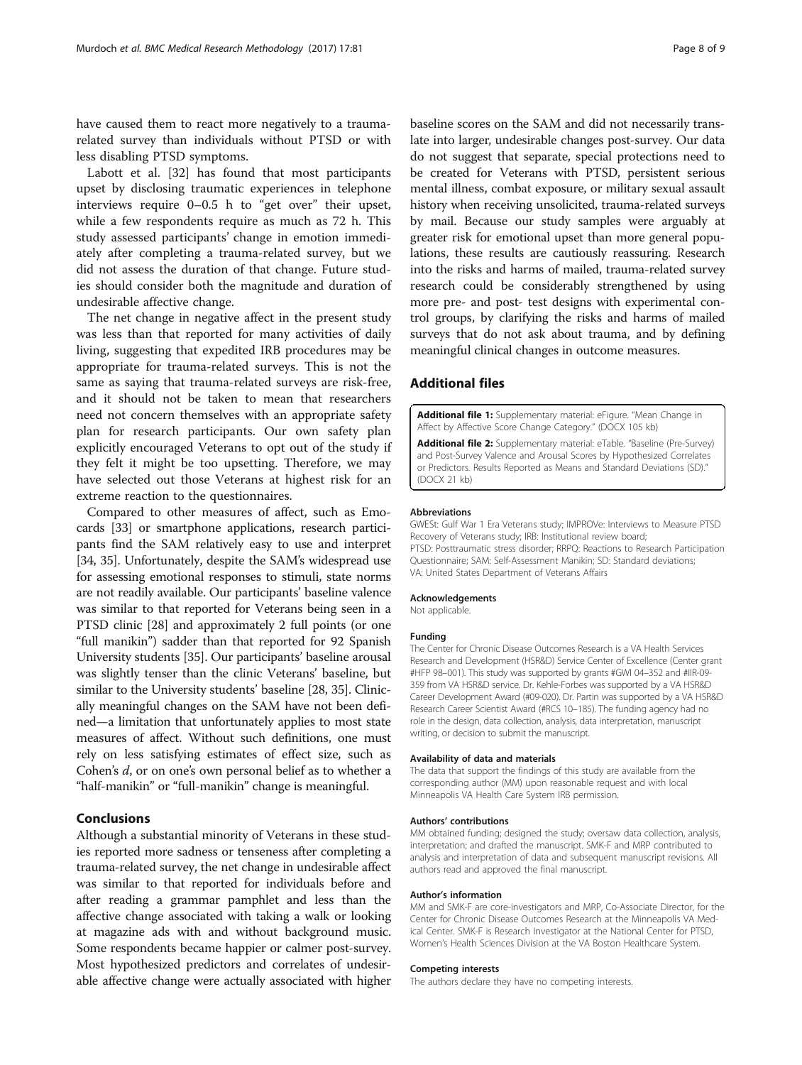have caused them to react more negatively to a trauma-related survey than individuals without PTSD or with less disabling PTSD symptoms.

Labott et al. [32] has found that most participants upset by disclosing traumatic experiences in telephone interviews require 0–0.5 h to "get over" their upset, while a few respondents require as much as 72 h. This study assessed participants' change in emotion immediately after completing a trauma-related survey, but we did not assess the duration of that change. Future studies should consider both the magnitude and duration of undesirable affective change.

The net change in negative affect in the present study was less than that reported for many activities of daily living, suggesting that expedited IRB procedures may be appropriate for trauma-related surveys. This is not the same as saying that trauma-related surveys are risk-free, and it should not be taken to mean that researchers need not concern themselves with an appropriate safety plan for research participants. Our own safety plan explicitly encouraged Veterans to opt out of the study if they felt it might be too upsetting. Therefore, we may have selected out those Veterans at highest risk for an extreme reaction to the questionnaires.

Compared to other measures of affect, such as Emocards [33] or smartphone applications, research participants find the SAM relatively easy to use and interpret [34, 35]. Unfortunately, despite the SAM's widespread use for assessing emotional responses to stimuli, state norms are not readily available. Our participants' baseline valence was similar to that reported for Veterans being seen in a PTSD clinic [28] and approximately 2 full points (or one "full manikin") sadder than that reported for 92 Spanish University students [35]. Our participants' baseline arousal was slightly tenser than the clinic Veterans' baseline, but similar to the University students' baseline [28, 35]. Clinically meaningful changes on the SAM have not been defined—a limitation that unfortunately applies to most state measures of affect. Without such definitions, one must rely on less satisfying estimates of effect size, such as Cohen's *d*, or on one's own personal belief as to whether a "half-manikin" or "full-manikin" change is meaningful.

## Conclusions

Although a substantial minority of Veterans in these studies reported more sadness or tenseness after completing a trauma-related survey, the net change in undesirable affect was similar to that reported for individuals before and after reading a grammar pamphlet and less than the affective change associated with taking a walk or looking at magazine ads with and without background music. Some respondents became happier or calmer post-survey. Most hypothesized predictors and correlates of undesirable affective change were actually associated with higher baseline scores on the SAM and did not necessarily translate into larger, undesirable changes post-survey. Our data do not suggest that separate, special protections need to be created for Veterans with PTSD, persistent serious mental illness, combat exposure, or military sexual assault history when receiving unsolicited, trauma-related surveys by mail. Because our study samples were arguably at greater risk for emotional upset than more general populations, these results are cautiously reassuring. Research into the risks and harms of mailed, trauma-related survey research could be considerably strengthened by using more pre- and post- test designs with experimental control groups, by clarifying the risks and harms of mailed surveys that do not ask about trauma, and by defining meaningful clinical changes in outcome measures.

## Additional files

**Additional file 1:** Supplementary material: eFigure. "Mean Change in Affect by Affective Score Change Category." (DOCX 105 kb)

**Additional file 2:** Supplementary material: eTable. "Baseline (Pre-Survey) and Post-Survey Valence and Arousal Scores by Hypothesized Correlates or Predictors. Results Reported as Means and Standard Deviations (SD)." (DOCX 21 kb)

#### Abbreviations
GWESt: Gulf War 1 Era Veterans study; IMPROVe: Interviews to Measure PTSD Recovery of Veterans study; IRB: Institutional review board; PTSD: Posttraumatic stress disorder; RRPQ: Reactions to Research Participation Questionnaire; SAM: Self-Assessment Manikin; SD: Standard deviations; VA: United States Department of Veterans Affairs

#### Acknowledgements
Not applicable.

#### Funding
The Center for Chronic Disease Outcomes Research is a VA Health Services Research and Development (HSR&D) Service Center of Excellence (Center grant #HFP 98–001). This study was supported by grants #GWI 04–352 and #IIR-09-359 from VA HSR&D service. Dr. Kehle-Forbes was supported by a VA HSR&D Career Development Award (#09-020). Dr. Partin was supported by a VA HSR&D Research Career Scientist Award (#RCS 10–185). The funding agency had no role in the design, data collection, analysis, data interpretation, manuscript writing, or decision to submit the manuscript.

#### Availability of data and materials
The data that support the findings of this study are available from the corresponding author (MM) upon reasonable request and with local Minneapolis VA Health Care System IRB permission.

#### Authors' contributions
MM obtained funding; designed the study; oversaw data collection, analysis, interpretation; and drafted the manuscript. SMK-F and MRP contributed to analysis and interpretation of data and subsequent manuscript revisions. All authors read and approved the final manuscript.

#### Author's information
MM and SMK-F are core-investigators and MRP, Co-Associate Director, for the Center for Chronic Disease Outcomes Research at the Minneapolis VA Medical Center. SMK-F is Research Investigator at the National Center for PTSD, Women's Health Sciences Division at the VA Boston Healthcare System.

#### Competing interests
The authors declare they have no competing interests.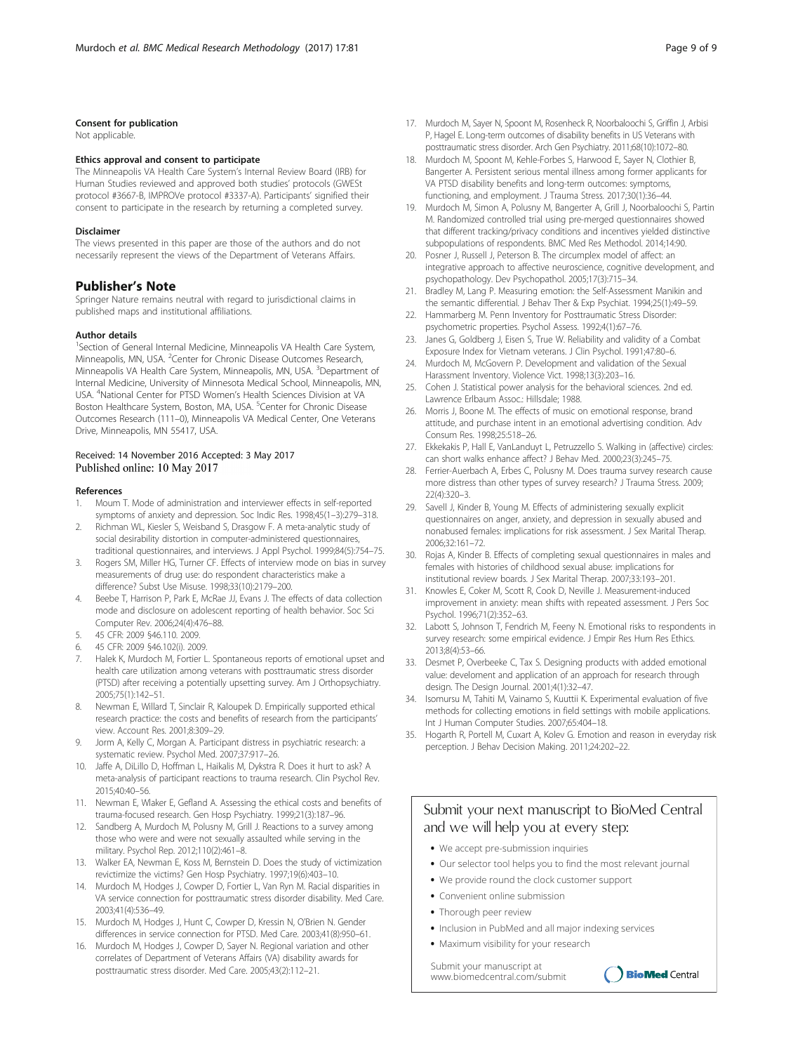#### Consent for publication
Not applicable.

#### Ethics approval and consent to participate
The Minneapolis VA Health Care System's Internal Review Board (IRB) for Human Studies reviewed and approved both studies' protocols (GWESt protocol #3667-B, IMPROVe protocol #3337-A). Participants' signified their consent to participate in the research by returning a completed survey.

#### Disclaimer
The views presented in this paper are those of the authors and do not necessarily represent the views of the Department of Veterans Affairs.

## Publisher's Note
Springer Nature remains neutral with regard to jurisdictional claims in published maps and institutional affiliations.

#### Author details
[1]Section of General Internal Medicine, Minneapolis VA Health Care System, Minneapolis, MN, USA. [2]Center for Chronic Disease Outcomes Research, Minneapolis VA Health Care System, Minneapolis, MN, USA. [3]Department of Internal Medicine, University of Minnesota Medical School, Minneapolis, MN, USA. [4]National Center for PTSD Women's Health Sciences Division at VA Boston Healthcare System, Boston, MA, USA. [5]Center for Chronic Disease Outcomes Research (111–0), Minneapolis VA Medical Center, One Veterans Drive, Minneapolis, MN 55417, USA.

Received: 14 November 2016 Accepted: 3 May 2017
Published online: 10 May 2017

#### References
1. Moum T. Mode of administration and interviewer effects in self-reported symptoms of anxiety and depression. Soc Indic Res. 1998;45(1–3):279–318.
2. Richman WL, Kiesler S, Weisband S, Drasgow F. A meta-analytic study of social desirability distortion in computer-administered questionnaires, traditional questionnaires, and interviews. J Appl Psychol. 1999;84(5):754–75.
3. Rogers SM, Miller HG, Turner CF. Effects of interview mode on bias in survey measurements of drug use: do respondent characteristics make a difference? Subst Use Misuse. 1998;33(10):2179–200.
4. Beebe T, Harrison P, Park E, McRae JJ, Evans J. The effects of data collection mode and disclosure on adolescent reporting of health behavior. Soc Sci Computer Rev. 2006;24(4):476–88.
5. 45 CFR: 2009 §46.110. 2009.
6. 45 CFR: 2009 §46.102(i). 2009.
7. Halek K, Murdoch M, Fortier L. Spontaneous reports of emotional upset and health care utilization among veterans with posttraumatic stress disorder (PTSD) after receiving a potentially upsetting survey. Am J Orthopsychiatry. 2005;75(1):142–51.
8. Newman E, Willard T, Sinclair R, Kaloupek D. Empirically supported ethical research practice: the costs and benefits of research from the participants' view. Account Res. 2001;8:309–29.
9. Jorm A, Kelly C, Morgan A. Participant distress in psychiatric research: a systematic review. Psychol Med. 2007;37:917–26.
10. Jaffe A, DiLillo D, Hoffman L, Haikalis M, Dykstra R. Does it hurt to ask? A meta-analysis of participant reactions to trauma research. Clin Psychol Rev. 2015;40:40–56.
11. Newman E, Wlaker E, Gefland A. Assessing the ethical costs and benefits of trauma-focused research. Gen Hosp Psychiatry. 1999;21(3):187–96.
12. Sandberg A, Murdoch M, Polusny M, Grill J. Reactions to a survey among those who were and were not sexually assaulted while serving in the military. Psychol Rep. 2012;110(2):461–8.
13. Walker EA, Newman E, Koss M, Bernstein D. Does the study of victimization revictimize the victims? Gen Hosp Psychiatry. 1997;19(6):403–10.
14. Murdoch M, Hodges J, Cowper D, Fortier L, Van Ryn M. Racial disparities in VA service connection for posttraumatic stress disorder disability. Med Care. 2003;41(4):536–49.
15. Murdoch M, Hodges J, Hunt C, Cowper D, Kressin N, O'Brien N. Gender differences in service connection for PTSD. Med Care. 2003;41(8):950–61.
16. Murdoch M, Hodges J, Cowper D, Sayer N. Regional variation and other correlates of Department of Veterans Affairs (VA) disability awards for posttraumatic stress disorder. Med Care. 2005;43(2):112–21.
17. Murdoch M, Sayer N, Spoont M, Rosenheck R, Noorbaloochi S, Griffin J, Arbisi P, Hagel E. Long-term outcomes of disability benefits in US Veterans with posttraumatic stress disorder. Arch Gen Psychiatry. 2011;68(10):1072–80.
18. Murdoch M, Spoont M, Kehle-Forbes S, Harwood E, Sayer N, Clothier B, Bangerter A. Persistent serious mental illness among former applicants for VA PTSD disability benefits and long-term outcomes: symptoms, functioning, and employment. J Trauma Stress. 2017;30(1):36–44.
19. Murdoch M, Simon A, Polusny M, Bangerter A, Grill J, Noorbaloochi S, Partin M. Randomized controlled trial using pre-merged questionnaires showed that different tracking/privacy conditions and incentives yielded distinctive subpopulations of respondents. BMC Med Res Methodol. 2014;14:90.
20. Posner J, Russell J, Peterson B. The circumplex model of affect: an integrative approach to affective neuroscience, cognitive development, and psychopathology. Dev Psychopathol. 2005;17(3):715–34.
21. Bradley M, Lang P. Measuring emotion: the Self-Assessment Manikin and the semantic differential. J Behav Ther & Exp Psychiat. 1994;25(1):49–59.
22. Hammarberg M. Penn Inventory for Posttraumatic Stress Disorder: psychometric properties. Psychol Assess. 1992;4(1):67–76.
23. Janes G, Goldberg J, Eisen S, True W. Reliability and validity of a Combat Exposure Index for Vietnam veterans. J Clin Psychol. 1991;47:80–6.
24. Murdoch M, McGovern P. Development and validation of the Sexual Harassment Inventory. Violence Vict. 1998;13(3):203–16.
25. Cohen J. Statistical power analysis for the behavioral sciences. 2nd ed. Lawrence Erlbaum Assoc.: Hillsdale; 1988.
26. Morris J, Boone M. The effects of music on emotional response, brand attitude, and purchase intent in an emotional advertising condition. Adv Consum Res. 1998;25:518–26.
27. Ekkekakis P, Hall E, VanLanduyt L, Petruzzello S. Walking in (affective) circles: can short walks enhance affect? J Behav Med. 2000;23(3):245–75.
28. Ferrier-Auerbach A, Erbes C, Polusny M. Does trauma survey research cause more distress than other types of survey research? J Trauma Stress. 2009;22(4):320–3.
29. Savell J, Kinder B, Young M. Effects of administering sexually explicit questionnaires on anger, anxiety, and depression in sexually abused and nonabused females: implications for risk assessment. J Sex Marital Therap. 2006;32:161–72.
30. Rojas A, Kinder B. Effects of completing sexual questionnaires in males and females with histories of childhood sexual abuse: implications for institutional review boards. J Sex Marital Therap. 2007;33:193–201.
31. Knowles E, Coker M, Scott R, Cook D, Neville J. Measurement-induced improvement in anxiety: mean shifts with repeated assessment. J Pers Soc Psychol. 1996;71(2):352–63.
32. Labott S, Johnson T, Fendrich M, Feeny N. Emotional risks to respondents in survey research: some empirical evidence. J Empir Res Hum Res Ethics. 2013;8(4):53–66.
33. Desmet P, Overbeeke C, Tax S. Designing products with added emotional value: develoment and application of an approach for research through design. The Design Journal. 2001;4(1):32–47.
34. Isomursu M, Tahiti M, Vainamo S, Kuuttii K. Experimental evaluation of five methods for collecting emotions in field settings with mobile applications. Int J Human Computer Studies. 2007;65:404–18.
35. Hogarth R, Portell M, Cuxart A, Kolev G. Emotion and reason in everyday risk perception. J Behav Decision Making. 2011;24:202–22.

Submit your next manuscript to BioMed Central and we will help you at every step:

- We accept pre-submission inquiries
- Our selector tool helps you to find the most relevant journal
- We provide round the clock customer support
- Convenient online submission
- Thorough peer review
- Inclusion in PubMed and all major indexing services
- Maximum visibility for your research

Submit your manuscript at
www.biomedcentral.com/submit

BioMed Central